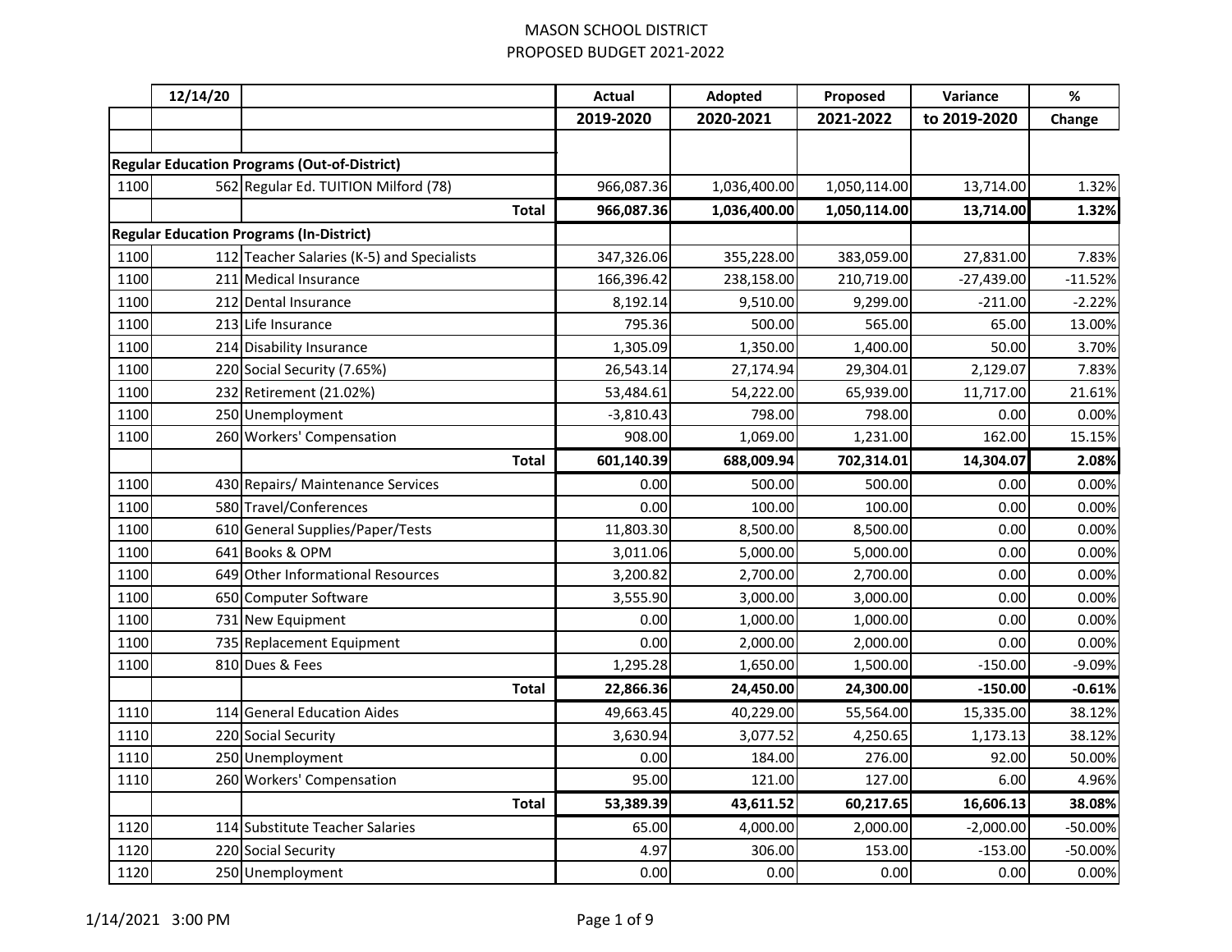# MASON SCHOOL DISTRICT

## PROPOSED BUDGET 2021-2022

| | 12/14/20 | | Actual 2019-2020 | Adopted 2020-2021 | Proposed 2021-2022 | Variance to 2019-2020 | % Change |
|---|---|---|---|---|---|---|---|
| **Regular Education Programs (Out-of-District)** | | | | | | | |
| 1100 | 562 | Regular Ed. TUITION Milford (78) | 966,087.36 | 1,036,400.00 | 1,050,114.00 | 13,714.00 | 1.32% |
| | | **Total** | **966,087.36** | **1,036,400.00** | **1,050,114.00** | **13,714.00** | **1.32%** |
| **Regular Education Programs (In-District)** | | | | | | | |
| 1100 | 112 | Teacher Salaries (K-5) and Specialists | 347,326.06 | 355,228.00 | 383,059.00 | 27,831.00 | 7.83% |
| 1100 | 211 | Medical Insurance | 166,396.42 | 238,158.00 | 210,719.00 | -27,439.00 | -11.52% |
| 1100 | 212 | Dental Insurance | 8,192.14 | 9,510.00 | 9,299.00 | -211.00 | -2.22% |
| 1100 | 213 | Life Insurance | 795.36 | 500.00 | 565.00 | 65.00 | 13.00% |
| 1100 | 214 | Disability Insurance | 1,305.09 | 1,350.00 | 1,400.00 | 50.00 | 3.70% |
| 1100 | 220 | Social Security (7.65%) | 26,543.14 | 27,174.94 | 29,304.01 | 2,129.07 | 7.83% |
| 1100 | 232 | Retirement (21.02%) | 53,484.61 | 54,222.00 | 65,939.00 | 11,717.00 | 21.61% |
| 1100 | 250 | Unemployment | -3,810.43 | 798.00 | 798.00 | 0.00 | 0.00% |
| 1100 | 260 | Workers' Compensation | 908.00 | 1,069.00 | 1,231.00 | 162.00 | 15.15% |
| | | **Total** | **601,140.39** | **688,009.94** | **702,314.01** | **14,304.07** | **2.08%** |
| 1100 | 430 | Repairs/ Maintenance Services | 0.00 | 500.00 | 500.00 | 0.00 | 0.00% |
| 1100 | 580 | Travel/Conferences | 0.00 | 100.00 | 100.00 | 0.00 | 0.00% |
| 1100 | 610 | General Supplies/Paper/Tests | 11,803.30 | 8,500.00 | 8,500.00 | 0.00 | 0.00% |
| 1100 | 641 | Books & OPM | 3,011.06 | 5,000.00 | 5,000.00 | 0.00 | 0.00% |
| 1100 | 649 | Other Informational Resources | 3,200.82 | 2,700.00 | 2,700.00 | 0.00 | 0.00% |
| 1100 | 650 | Computer Software | 3,555.90 | 3,000.00 | 3,000.00 | 0.00 | 0.00% |
| 1100 | 731 | New Equipment | 0.00 | 1,000.00 | 1,000.00 | 0.00 | 0.00% |
| 1100 | 735 | Replacement Equipment | 0.00 | 2,000.00 | 2,000.00 | 0.00 | 0.00% |
| 1100 | 810 | Dues & Fees | 1,295.28 | 1,650.00 | 1,500.00 | -150.00 | -9.09% |
| | | **Total** | **22,866.36** | **24,450.00** | **24,300.00** | **-150.00** | **-0.61%** |
| 1110 | 114 | General Education Aides | 49,663.45 | 40,229.00 | 55,564.00 | 15,335.00 | 38.12% |
| 1110 | 220 | Social Security | 3,630.94 | 3,077.52 | 4,250.65 | 1,173.13 | 38.12% |
| 1110 | 250 | Unemployment | 0.00 | 184.00 | 276.00 | 92.00 | 50.00% |
| 1110 | 260 | Workers' Compensation | 95.00 | 121.00 | 127.00 | 6.00 | 4.96% |
| | | **Total** | **53,389.39** | **43,611.52** | **60,217.65** | **16,606.13** | **38.08%** |
| 1120 | 114 | Substitute Teacher Salaries | 65.00 | 4,000.00 | 2,000.00 | -2,000.00 | -50.00% |
| 1120 | 220 | Social Security | 4.97 | 306.00 | 153.00 | -153.00 | -50.00% |
| 1120 | 250 | Unemployment | 0.00 | 0.00 | 0.00 | 0.00 | 0.00% |

1/14/2021 3:00 PM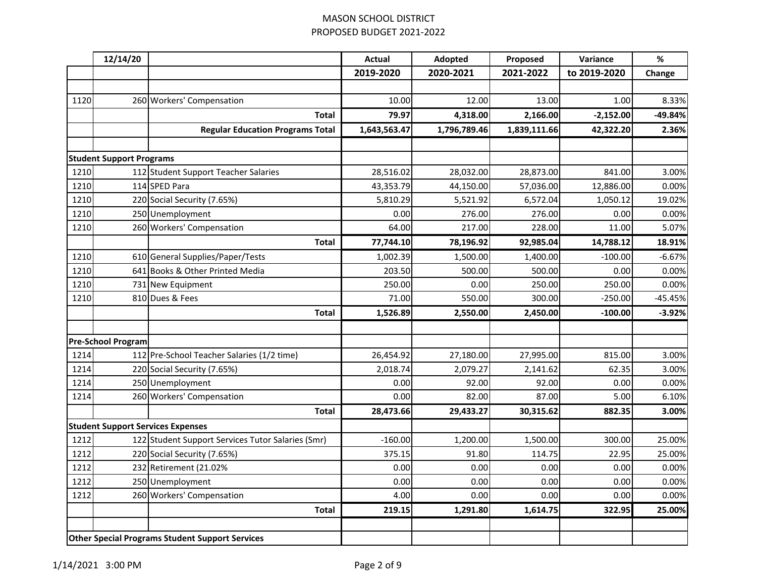# MASON SCHOOL DISTRICT
## PROPOSED BUDGET 2021-2022

| | 12/14/20 | | Actual | Adopted | Proposed | Variance | % |
|---|---|---|---|---|---|---|---|
| | | | **2019-2020** | **2020-2021** | **2021-2022** | **to 2019-2020** | **Change** |
| | | | | | | | |
| 1120 | 260 | Workers' Compensation | 10.00 | 12.00 | 13.00 | 1.00 | 8.33% |
| | | **Total** | **79.97** | **4,318.00** | **2,166.00** | **-2,152.00** | **-49.84%** |
| | | **Regular Education Programs Total** | **1,643,563.47** | **1,796,789.46** | **1,839,111.66** | **42,322.20** | **2.36%** |
| | | | | | | | |
| **Student Support Programs** | | | | | | | |
| 1210 | 112 | Student Support Teacher Salaries | 28,516.02 | 28,032.00 | 28,873.00 | 841.00 | 3.00% |
| 1210 | 114 | SPED Para | 43,353.79 | 44,150.00 | 57,036.00 | 12,886.00 | 0.00% |
| 1210 | 220 | Social Security (7.65%) | 5,810.29 | 5,521.92 | 6,572.04 | 1,050.12 | 19.02% |
| 1210 | 250 | Unemployment | 0.00 | 276.00 | 276.00 | 0.00 | 0.00% |
| 1210 | 260 | Workers' Compensation | 64.00 | 217.00 | 228.00 | 11.00 | 5.07% |
| | | **Total** | **77,744.10** | **78,196.92** | **92,985.04** | **14,788.12** | **18.91%** |
| 1210 | 610 | General Supplies/Paper/Tests | 1,002.39 | 1,500.00 | 1,400.00 | -100.00 | -6.67% |
| 1210 | 641 | Books & Other Printed Media | 203.50 | 500.00 | 500.00 | 0.00 | 0.00% |
| 1210 | 731 | New Equipment | 250.00 | 0.00 | 250.00 | 250.00 | 0.00% |
| 1210 | 810 | Dues & Fees | 71.00 | 550.00 | 300.00 | -250.00 | -45.45% |
| | | **Total** | **1,526.89** | **2,550.00** | **2,450.00** | **-100.00** | **-3.92%** |
| | | | | | | | |
| **Pre-School Program** | | | | | | | |
| 1214 | 112 | Pre-School Teacher Salaries (1/2 time) | 26,454.92 | 27,180.00 | 27,995.00 | 815.00 | 3.00% |
| 1214 | 220 | Social Security (7.65%) | 2,018.74 | 2,079.27 | 2,141.62 | 62.35 | 3.00% |
| 1214 | 250 | Unemployment | 0.00 | 92.00 | 92.00 | 0.00 | 0.00% |
| 1214 | 260 | Workers' Compensation | 0.00 | 82.00 | 87.00 | 5.00 | 6.10% |
| | | **Total** | **28,473.66** | **29,433.27** | **30,315.62** | **882.35** | **3.00%** |
| **Student Support Services Expenses** | | | | | | | |
| 1212 | 122 | Student Support Services Tutor Salaries (Smr) | -160.00 | 1,200.00 | 1,500.00 | 300.00 | 25.00% |
| 1212 | 220 | Social Security (7.65%) | 375.15 | 91.80 | 114.75 | 22.95 | 25.00% |
| 1212 | 232 | Retirement (21.02% | 0.00 | 0.00 | 0.00 | 0.00 | 0.00% |
| 1212 | 250 | Unemployment | 0.00 | 0.00 | 0.00 | 0.00 | 0.00% |
| 1212 | 260 | Workers' Compensation | 4.00 | 0.00 | 0.00 | 0.00 | 0.00% |
| | | **Total** | **219.15** | **1,291.80** | **1,614.75** | **322.95** | **25.00%** |
| | | | | | | | |
| **Other Special Programs Student Support Services** | | | | | | | |

1/14/2021 3:00 PM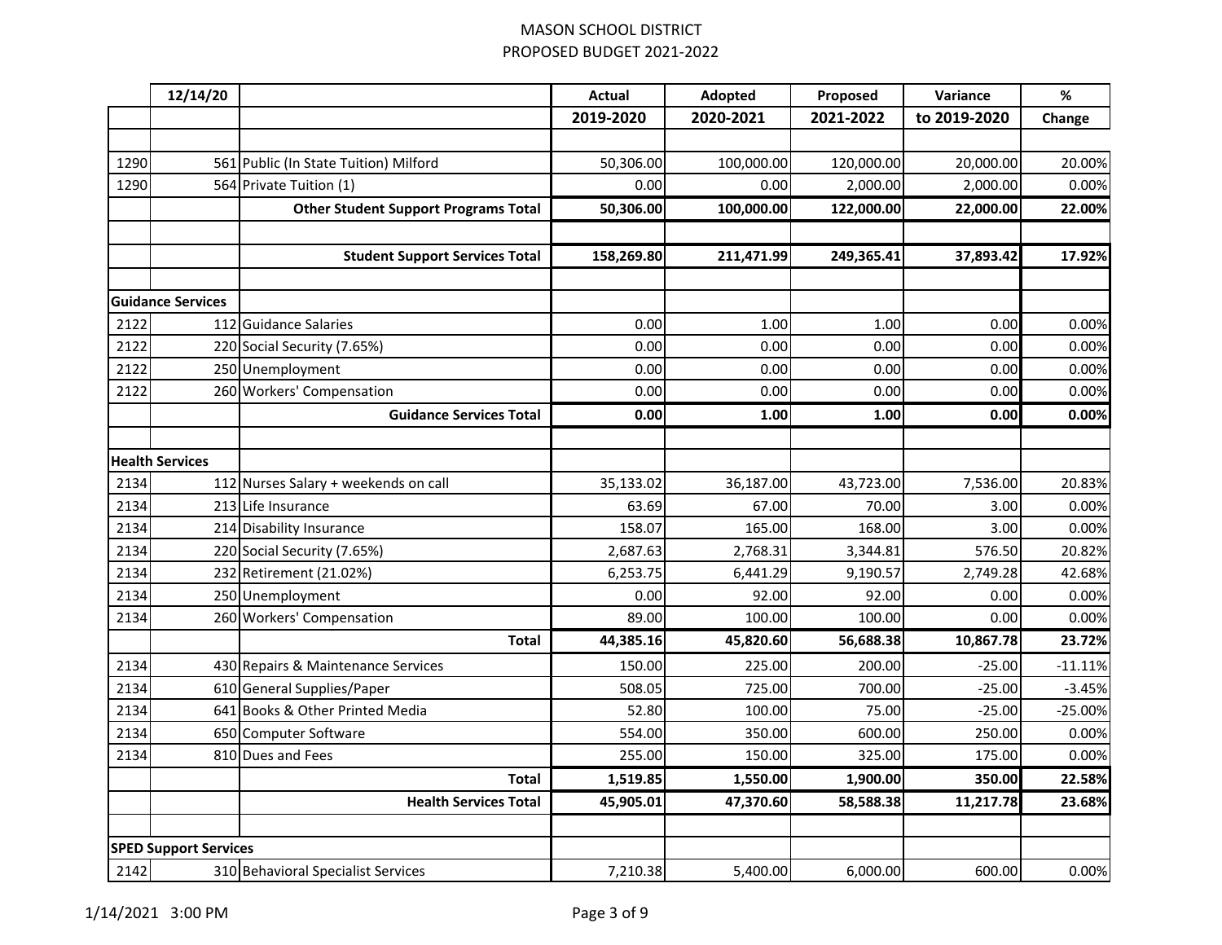MASON SCHOOL DISTRICT
PROPOSED BUDGET 2021-2022

| | 12/14/20 | | Actual 2019-2020 | Adopted 2020-2021 | Proposed 2021-2022 | Variance to 2019-2020 | % Change |
|---|---|---|---|---|---|---|---|
| | | | | | | | |
| 1290 | 561 | Public (In State Tuition) Milford | 50,306.00 | 100,000.00 | 120,000.00 | 20,000.00 | 20.00% |
| 1290 | 564 | Private Tuition (1) | 0.00 | 0.00 | 2,000.00 | 2,000.00 | 0.00% |
| | | **Other Student Support Programs Total** | **50,306.00** | **100,000.00** | **122,000.00** | **22,000.00** | **22.00%** |
| | | | | | | | |
| | | **Student Support Services Total** | **158,269.80** | **211,471.99** | **249,365.41** | **37,893.42** | **17.92%** |
| | | | | | | | |
| **Guidance Services** | | | | | | | |
| 2122 | 112 | Guidance Salaries | 0.00 | 1.00 | 1.00 | 0.00 | 0.00% |
| 2122 | 220 | Social Security (7.65%) | 0.00 | 0.00 | 0.00 | 0.00 | 0.00% |
| 2122 | 250 | Unemployment | 0.00 | 0.00 | 0.00 | 0.00 | 0.00% |
| 2122 | 260 | Workers' Compensation | 0.00 | 0.00 | 0.00 | 0.00 | 0.00% |
| | | **Guidance Services Total** | **0.00** | **1.00** | **1.00** | **0.00** | **0.00%** |
| | | | | | | | |
| **Health Services** | | | | | | | |
| 2134 | 112 | Nurses Salary + weekends on call | 35,133.02 | 36,187.00 | 43,723.00 | 7,536.00 | 20.83% |
| 2134 | 213 | Life Insurance | 63.69 | 67.00 | 70.00 | 3.00 | 0.00% |
| 2134 | 214 | Disability Insurance | 158.07 | 165.00 | 168.00 | 3.00 | 0.00% |
| 2134 | 220 | Social Security (7.65%) | 2,687.63 | 2,768.31 | 3,344.81 | 576.50 | 20.82% |
| 2134 | 232 | Retirement (21.02%) | 6,253.75 | 6,441.29 | 9,190.57 | 2,749.28 | 42.68% |
| 2134 | 250 | Unemployment | 0.00 | 92.00 | 92.00 | 0.00 | 0.00% |
| 2134 | 260 | Workers' Compensation | 89.00 | 100.00 | 100.00 | 0.00 | 0.00% |
| | | **Total** | **44,385.16** | **45,820.60** | **56,688.38** | **10,867.78** | **23.72%** |
| 2134 | 430 | Repairs & Maintenance Services | 150.00 | 225.00 | 200.00 | -25.00 | -11.11% |
| 2134 | 610 | General Supplies/Paper | 508.05 | 725.00 | 700.00 | -25.00 | -3.45% |
| 2134 | 641 | Books & Other Printed Media | 52.80 | 100.00 | 75.00 | -25.00 | -25.00% |
| 2134 | 650 | Computer Software | 554.00 | 350.00 | 600.00 | 250.00 | 0.00% |
| 2134 | 810 | Dues and Fees | 255.00 | 150.00 | 325.00 | 175.00 | 0.00% |
| | | **Total** | **1,519.85** | **1,550.00** | **1,900.00** | **350.00** | **22.58%** |
| | | **Health Services Total** | **45,905.01** | **47,370.60** | **58,588.38** | **11,217.78** | **23.68%** |
| | | | | | | | |
| **SPED Support Services** | | | | | | | |
| 2142 | 310 | Behavioral Specialist Services | 7,210.38 | 5,400.00 | 6,000.00 | 600.00 | 0.00% |

1/14/2021 3:00 PM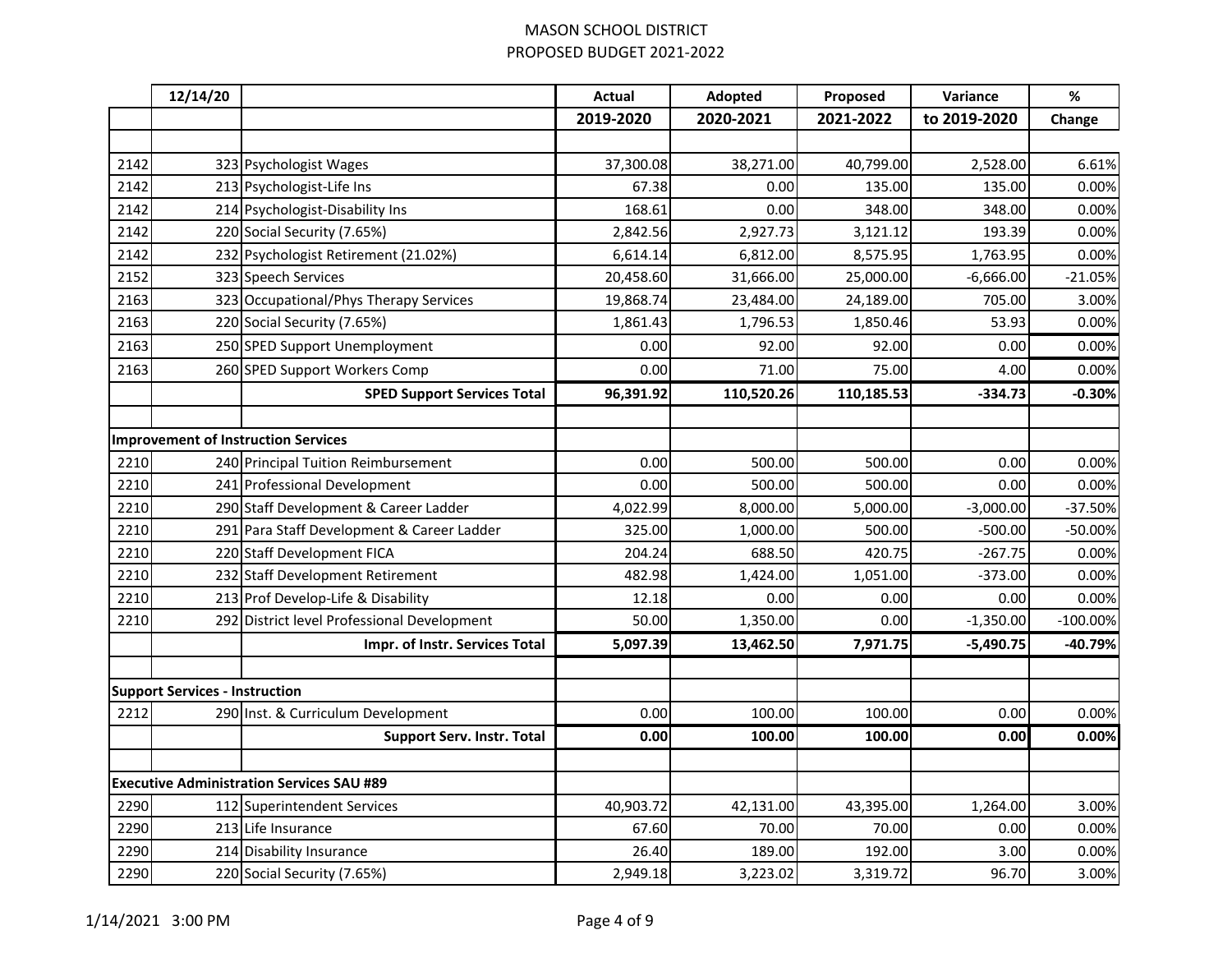MASON SCHOOL DISTRICT
PROPOSED BUDGET 2021-2022

| | 12/14/20 | | Actual 2019-2020 | Adopted 2020-2021 | Proposed 2021-2022 | Variance to 2019-2020 | % Change |
|---|---|---|---|---|---|---|---|
| 2142 | 323 | Psychologist Wages | 37,300.08 | 38,271.00 | 40,799.00 | 2,528.00 | 6.61% |
| 2142 | 213 | Psychologist-Life Ins | 67.38 | 0.00 | 135.00 | 135.00 | 0.00% |
| 2142 | 214 | Psychologist-Disability Ins | 168.61 | 0.00 | 348.00 | 348.00 | 0.00% |
| 2142 | 220 | Social Security (7.65%) | 2,842.56 | 2,927.73 | 3,121.12 | 193.39 | 0.00% |
| 2142 | 232 | Psychologist Retirement (21.02%) | 6,614.14 | 6,812.00 | 8,575.95 | 1,763.95 | 0.00% |
| 2152 | 323 | Speech Services | 20,458.60 | 31,666.00 | 25,000.00 | -6,666.00 | -21.05% |
| 2163 | 323 | Occupational/Phys Therapy Services | 19,868.74 | 23,484.00 | 24,189.00 | 705.00 | 3.00% |
| 2163 | 220 | Social Security (7.65%) | 1,861.43 | 1,796.53 | 1,850.46 | 53.93 | 0.00% |
| 2163 | 250 | SPED Support Unemployment | 0.00 | 92.00 | 92.00 | 0.00 | 0.00% |
| 2163 | 260 | SPED Support Workers Comp | 0.00 | 71.00 | 75.00 | 4.00 | 0.00% |
| | | **SPED Support Services Total** | **96,391.92** | **110,520.26** | **110,185.53** | **-334.73** | **-0.30%** |
| | | | | | | | |
| **Improvement of Instruction Services** | | | | | | | |
| 2210 | 240 | Principal Tuition Reimbursement | 0.00 | 500.00 | 500.00 | 0.00 | 0.00% |
| 2210 | 241 | Professional Development | 0.00 | 500.00 | 500.00 | 0.00 | 0.00% |
| 2210 | 290 | Staff Development & Career Ladder | 4,022.99 | 8,000.00 | 5,000.00 | -3,000.00 | -37.50% |
| 2210 | 291 | Para Staff Development & Career Ladder | 325.00 | 1,000.00 | 500.00 | -500.00 | -50.00% |
| 2210 | 220 | Staff Development FICA | 204.24 | 688.50 | 420.75 | -267.75 | 0.00% |
| 2210 | 232 | Staff Development Retirement | 482.98 | 1,424.00 | 1,051.00 | -373.00 | 0.00% |
| 2210 | 213 | Prof Develop-Life & Disability | 12.18 | 0.00 | 0.00 | 0.00 | 0.00% |
| 2210 | 292 | District level Professional Development | 50.00 | 1,350.00 | 0.00 | -1,350.00 | -100.00% |
| | | **Impr. of Instr. Services Total** | **5,097.39** | **13,462.50** | **7,971.75** | **-5,490.75** | **-40.79%** |
| | | | | | | | |
| **Support Services - Instruction** | | | | | | | |
| 2212 | 290 | Inst. & Curriculum Development | 0.00 | 100.00 | 100.00 | 0.00 | 0.00% |
| | | **Support Serv. Instr. Total** | **0.00** | **100.00** | **100.00** | **0.00** | **0.00%** |
| | | | | | | | |
| **Executive Administration Services SAU #89** | | | | | | | |
| 2290 | 112 | Superintendent Services | 40,903.72 | 42,131.00 | 43,395.00 | 1,264.00 | 3.00% |
| 2290 | 213 | Life Insurance | 67.60 | 70.00 | 70.00 | 0.00 | 0.00% |
| 2290 | 214 | Disability Insurance | 26.40 | 189.00 | 192.00 | 3.00 | 0.00% |
| 2290 | 220 | Social Security (7.65%) | 2,949.18 | 3,223.02 | 3,319.72 | 96.70 | 3.00% |

1/14/2021 3:00 PM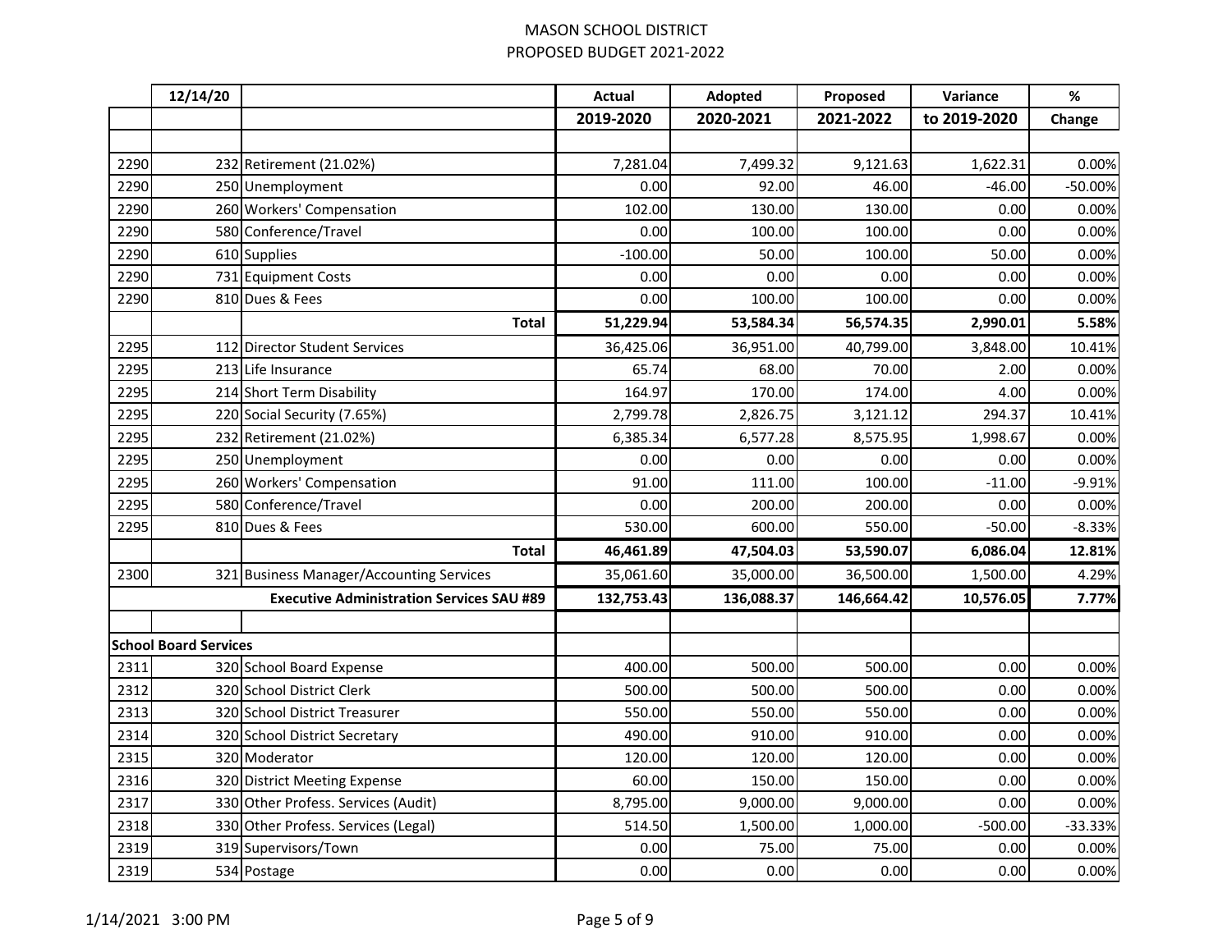MASON SCHOOL DISTRICT
PROPOSED BUDGET 2021-2022

| | 12/14/20 | | Actual 2019-2020 | Adopted 2020-2021 | Proposed 2021-2022 | Variance to 2019-2020 | % Change |
|---|---|---|---|---|---|---|---|
| | | | | | | | |
| 2290 | 232 | Retirement (21.02%) | 7,281.04 | 7,499.32 | 9,121.63 | 1,622.31 | 0.00% |
| 2290 | 250 | Unemployment | 0.00 | 92.00 | 46.00 | -46.00 | -50.00% |
| 2290 | 260 | Workers' Compensation | 102.00 | 130.00 | 130.00 | 0.00 | 0.00% |
| 2290 | 580 | Conference/Travel | 0.00 | 100.00 | 100.00 | 0.00 | 0.00% |
| 2290 | 610 | Supplies | -100.00 | 50.00 | 100.00 | 50.00 | 0.00% |
| 2290 | 731 | Equipment Costs | 0.00 | 0.00 | 0.00 | 0.00 | 0.00% |
| 2290 | 810 | Dues & Fees | 0.00 | 100.00 | 100.00 | 0.00 | 0.00% |
| | | **Total** | **51,229.94** | **53,584.34** | **56,574.35** | **2,990.01** | **5.58%** |
| 2295 | 112 | Director Student Services | 36,425.06 | 36,951.00 | 40,799.00 | 3,848.00 | 10.41% |
| 2295 | 213 | Life Insurance | 65.74 | 68.00 | 70.00 | 2.00 | 0.00% |
| 2295 | 214 | Short Term Disability | 164.97 | 170.00 | 174.00 | 4.00 | 0.00% |
| 2295 | 220 | Social Security (7.65%) | 2,799.78 | 2,826.75 | 3,121.12 | 294.37 | 10.41% |
| 2295 | 232 | Retirement (21.02%) | 6,385.34 | 6,577.28 | 8,575.95 | 1,998.67 | 0.00% |
| 2295 | 250 | Unemployment | 0.00 | 0.00 | 0.00 | 0.00 | 0.00% |
| 2295 | 260 | Workers' Compensation | 91.00 | 111.00 | 100.00 | -11.00 | -9.91% |
| 2295 | 580 | Conference/Travel | 0.00 | 200.00 | 200.00 | 0.00 | 0.00% |
| 2295 | 810 | Dues & Fees | 530.00 | 600.00 | 550.00 | -50.00 | -8.33% |
| | | **Total** | **46,461.89** | **47,504.03** | **53,590.07** | **6,086.04** | **12.81%** |
| 2300 | 321 | Business Manager/Accounting Services | 35,061.60 | 35,000.00 | 36,500.00 | 1,500.00 | 4.29% |
| | | **Executive Administration Services SAU #89** | **132,753.43** | **136,088.37** | **146,664.42** | **10,576.05** | **7.77%** |
| | | | | | | | |
| **School Board Services** | | | | | | | |
| 2311 | 320 | School Board Expense | 400.00 | 500.00 | 500.00 | 0.00 | 0.00% |
| 2312 | 320 | School District Clerk | 500.00 | 500.00 | 500.00 | 0.00 | 0.00% |
| 2313 | 320 | School District Treasurer | 550.00 | 550.00 | 550.00 | 0.00 | 0.00% |
| 2314 | 320 | School District Secretary | 490.00 | 910.00 | 910.00 | 0.00 | 0.00% |
| 2315 | 320 | Moderator | 120.00 | 120.00 | 120.00 | 0.00 | 0.00% |
| 2316 | 320 | District Meeting Expense | 60.00 | 150.00 | 150.00 | 0.00 | 0.00% |
| 2317 | 330 | Other Profess. Services (Audit) | 8,795.00 | 9,000.00 | 9,000.00 | 0.00 | 0.00% |
| 2318 | 330 | Other Profess. Services (Legal) | 514.50 | 1,500.00 | 1,000.00 | -500.00 | -33.33% |
| 2319 | 319 | Supervisors/Town | 0.00 | 75.00 | 75.00 | 0.00 | 0.00% |
| 2319 | 534 | Postage | 0.00 | 0.00 | 0.00 | 0.00 | 0.00% |

1/14/2021 3:00 PM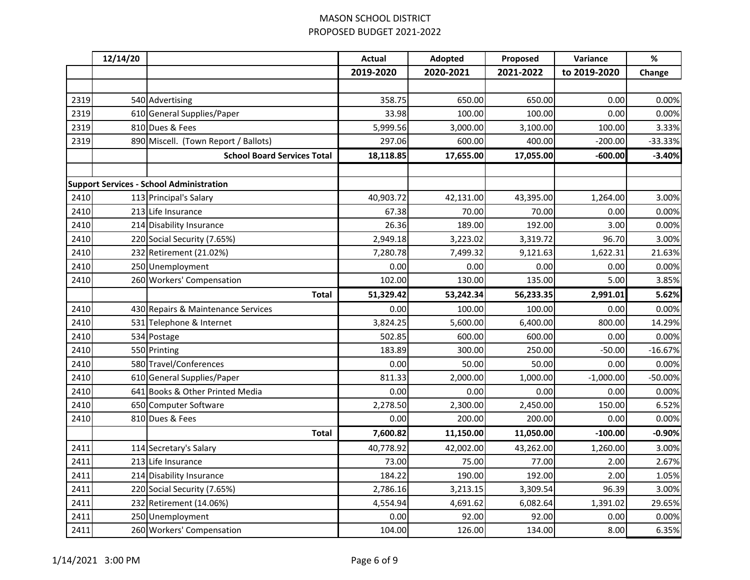# MASON SCHOOL DISTRICT

## PROPOSED BUDGET 2021-2022

| | 12/14/20 | | Actual 2019-2020 | Adopted 2020-2021 | Proposed 2021-2022 | Variance to 2019-2020 | % Change |
|---|---|---|---|---|---|---|---|
| 2319 | 540 | Advertising | 358.75 | 650.00 | 650.00 | 0.00 | 0.00% |
| 2319 | 610 | General Supplies/Paper | 33.98 | 100.00 | 100.00 | 0.00 | 0.00% |
| 2319 | 810 | Dues & Fees | 5,999.56 | 3,000.00 | 3,100.00 | 100.00 | 3.33% |
| 2319 | 890 | Miscell. (Town Report / Ballots) | 297.06 | 600.00 | 400.00 | -200.00 | -33.33% |
| | | **School Board Services Total** | **18,118.85** | **17,655.00** | **17,055.00** | **-600.00** | **-3.40%** |
| | | | | | | | |
| **Support Services - School Administration** | | | | | | | |
| 2410 | 113 | Principal's Salary | 40,903.72 | 42,131.00 | 43,395.00 | 1,264.00 | 3.00% |
| 2410 | 213 | Life Insurance | 67.38 | 70.00 | 70.00 | 0.00 | 0.00% |
| 2410 | 214 | Disability Insurance | 26.36 | 189.00 | 192.00 | 3.00 | 0.00% |
| 2410 | 220 | Social Security (7.65%) | 2,949.18 | 3,223.02 | 3,319.72 | 96.70 | 3.00% |
| 2410 | 232 | Retirement (21.02%) | 7,280.78 | 7,499.32 | 9,121.63 | 1,622.31 | 21.63% |
| 2410 | 250 | Unemployment | 0.00 | 0.00 | 0.00 | 0.00 | 0.00% |
| 2410 | 260 | Workers' Compensation | 102.00 | 130.00 | 135.00 | 5.00 | 3.85% |
| | | **Total** | **51,329.42** | **53,242.34** | **56,233.35** | **2,991.01** | **5.62%** |
| 2410 | 430 | Repairs & Maintenance Services | 0.00 | 100.00 | 100.00 | 0.00 | 0.00% |
| 2410 | 531 | Telephone & Internet | 3,824.25 | 5,600.00 | 6,400.00 | 800.00 | 14.29% |
| 2410 | 534 | Postage | 502.85 | 600.00 | 600.00 | 0.00 | 0.00% |
| 2410 | 550 | Printing | 183.89 | 300.00 | 250.00 | -50.00 | -16.67% |
| 2410 | 580 | Travel/Conferences | 0.00 | 50.00 | 50.00 | 0.00 | 0.00% |
| 2410 | 610 | General Supplies/Paper | 811.33 | 2,000.00 | 1,000.00 | -1,000.00 | -50.00% |
| 2410 | 641 | Books & Other Printed Media | 0.00 | 0.00 | 0.00 | 0.00 | 0.00% |
| 2410 | 650 | Computer Software | 2,278.50 | 2,300.00 | 2,450.00 | 150.00 | 6.52% |
| 2410 | 810 | Dues & Fees | 0.00 | 200.00 | 200.00 | 0.00 | 0.00% |
| | | **Total** | **7,600.82** | **11,150.00** | **11,050.00** | **-100.00** | **-0.90%** |
| 2411 | 114 | Secretary's Salary | 40,778.92 | 42,002.00 | 43,262.00 | 1,260.00 | 3.00% |
| 2411 | 213 | Life Insurance | 73.00 | 75.00 | 77.00 | 2.00 | 2.67% |
| 2411 | 214 | Disability Insurance | 184.22 | 190.00 | 192.00 | 2.00 | 1.05% |
| 2411 | 220 | Social Security (7.65%) | 2,786.16 | 3,213.15 | 3,309.54 | 96.39 | 3.00% |
| 2411 | 232 | Retirement (14.06%) | 4,554.94 | 4,691.62 | 6,082.64 | 1,391.02 | 29.65% |
| 2411 | 250 | Unemployment | 0.00 | 92.00 | 92.00 | 0.00 | 0.00% |
| 2411 | 260 | Workers' Compensation | 104.00 | 126.00 | 134.00 | 8.00 | 6.35% |

1/14/2021 3:00 PM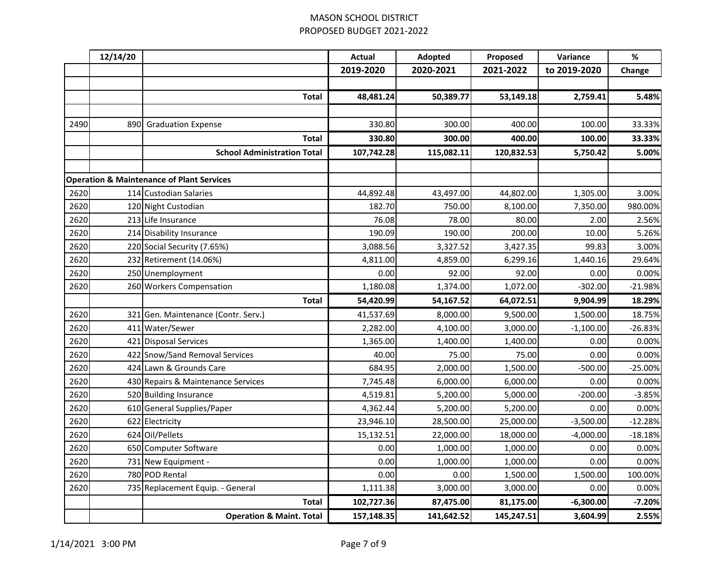MASON SCHOOL DISTRICT

PROPOSED BUDGET 2021-2022

| | 12/14/20 | | Actual | Adopted | Proposed | Variance | % |
|---|---|---|---|---|---|---|---|
| | | | 2019-2020 | 2020-2021 | 2021-2022 | to 2019-2020 | Change |
| | | | | | | | |
| | | **Total** | **48,481.24** | **50,389.77** | **53,149.18** | **2,759.41** | **5.48%** |
| | | | | | | | |
| 2490 | 890 | Graduation Expense | 330.80 | 300.00 | 400.00 | 100.00 | 33.33% |
| | | **Total** | **330.80** | **300.00** | **400.00** | **100.00** | **33.33%** |
| | | **School Administration Total** | **107,742.28** | **115,082.11** | **120,832.53** | **5,750.42** | **5.00%** |
| | | | | | | | |
| **Operation & Maintenance of Plant Services** | | | | | | | |
| 2620 | 114 | Custodian Salaries | 44,892.48 | 43,497.00 | 44,802.00 | 1,305.00 | 3.00% |
| 2620 | 120 | Night Custodian | 182.70 | 750.00 | 8,100.00 | 7,350.00 | 980.00% |
| 2620 | 213 | Life Insurance | 76.08 | 78.00 | 80.00 | 2.00 | 2.56% |
| 2620 | 214 | Disability Insurance | 190.09 | 190.00 | 200.00 | 10.00 | 5.26% |
| 2620 | 220 | Social Security (7.65%) | 3,088.56 | 3,327.52 | 3,427.35 | 99.83 | 3.00% |
| 2620 | 232 | Retirement (14.06%) | 4,811.00 | 4,859.00 | 6,299.16 | 1,440.16 | 29.64% |
| 2620 | 250 | Unemployment | 0.00 | 92.00 | 92.00 | 0.00 | 0.00% |
| 2620 | 260 | Workers Compensation | 1,180.08 | 1,374.00 | 1,072.00 | -302.00 | -21.98% |
| | | **Total** | **54,420.99** | **54,167.52** | **64,072.51** | **9,904.99** | **18.29%** |
| 2620 | 321 | Gen. Maintenance (Contr. Serv.) | 41,537.69 | 8,000.00 | 9,500.00 | 1,500.00 | 18.75% |
| 2620 | 411 | Water/Sewer | 2,282.00 | 4,100.00 | 3,000.00 | -1,100.00 | -26.83% |
| 2620 | 421 | Disposal Services | 1,365.00 | 1,400.00 | 1,400.00 | 0.00 | 0.00% |
| 2620 | 422 | Snow/Sand Removal Services | 40.00 | 75.00 | 75.00 | 0.00 | 0.00% |
| 2620 | 424 | Lawn & Grounds Care | 684.95 | 2,000.00 | 1,500.00 | -500.00 | -25.00% |
| 2620 | 430 | Repairs & Maintenance Services | 7,745.48 | 6,000.00 | 6,000.00 | 0.00 | 0.00% |
| 2620 | 520 | Building Insurance | 4,519.81 | 5,200.00 | 5,000.00 | -200.00 | -3.85% |
| 2620 | 610 | General Supplies/Paper | 4,362.44 | 5,200.00 | 5,200.00 | 0.00 | 0.00% |
| 2620 | 622 | Electricity | 23,946.10 | 28,500.00 | 25,000.00 | -3,500.00 | -12.28% |
| 2620 | 624 | Oil/Pellets | 15,132.51 | 22,000.00 | 18,000.00 | -4,000.00 | -18.18% |
| 2620 | 650 | Computer Software | 0.00 | 1,000.00 | 1,000.00 | 0.00 | 0.00% |
| 2620 | 731 | New Equipment - | 0.00 | 1,000.00 | 1,000.00 | 0.00 | 0.00% |
| 2620 | 780 | POD Rental | 0.00 | 0.00 | 1,500.00 | 1,500.00 | 100.00% |
| 2620 | 735 | Replacement Equip. - General | 1,111.38 | 3,000.00 | 3,000.00 | 0.00 | 0.00% |
| | | **Total** | **102,727.36** | **87,475.00** | **81,175.00** | **-6,300.00** | **-7.20%** |
| | | **Operation & Maint. Total** | **157,148.35** | **141,642.52** | **145,247.51** | **3,604.99** | **2.55%** |

1/14/2021 3:00 PM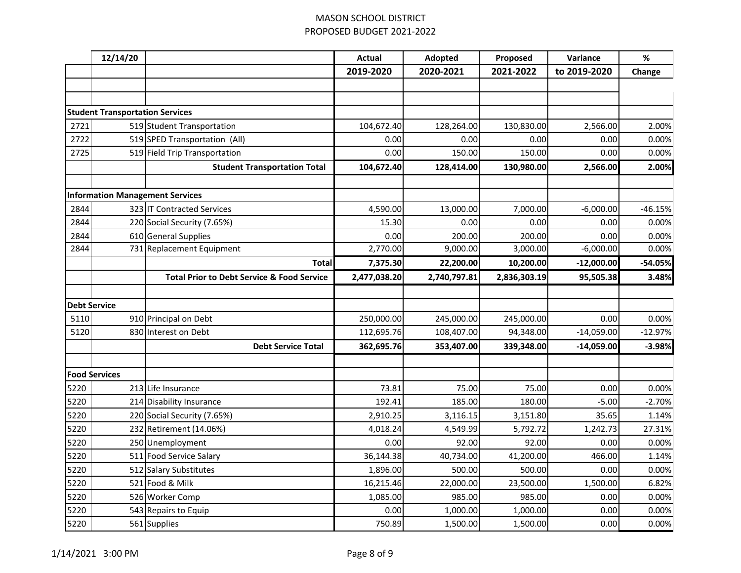MASON SCHOOL DISTRICT
PROPOSED BUDGET 2021-2022

| | 12/14/20 | | Actual 2019-2020 | Adopted 2020-2021 | Proposed 2021-2022 | Variance to 2019-2020 | % Change |
|---|---|---|---|---|---|---|---|
| | | | | | | | |
| | | | | | | | |
| **Student Transportation Services** | | | | | | | |
| 2721 | 519 | Student Transportation | 104,672.40 | 128,264.00 | 130,830.00 | 2,566.00 | 2.00% |
| 2722 | 519 | SPED Transportation (All) | 0.00 | 0.00 | 0.00 | 0.00 | 0.00% |
| 2725 | 519 | Field Trip Transportation | 0.00 | 150.00 | 150.00 | 0.00 | 0.00% |
| | | **Student Transportation Total** | **104,672.40** | **128,414.00** | **130,980.00** | **2,566.00** | **2.00%** |
| | | | | | | | |
| **Information Management Services** | | | | | | | |
| 2844 | 323 | IT Contracted Services | 4,590.00 | 13,000.00 | 7,000.00 | -6,000.00 | -46.15% |
| 2844 | 220 | Social Security (7.65%) | 15.30 | 0.00 | 0.00 | 0.00 | 0.00% |
| 2844 | 610 | General Supplies | 0.00 | 200.00 | 200.00 | 0.00 | 0.00% |
| 2844 | 731 | Replacement Equipment | 2,770.00 | 9,000.00 | 3,000.00 | -6,000.00 | 0.00% |
| | | **Total** | **7,375.30** | **22,200.00** | **10,200.00** | **-12,000.00** | **-54.05%** |
| | | **Total Prior to Debt Service & Food Service** | **2,477,038.20** | **2,740,797.81** | **2,836,303.19** | **95,505.38** | **3.48%** |
| | | | | | | | |
| **Debt Service** | | | | | | | |
| 5110 | 910 | Principal on Debt | 250,000.00 | 245,000.00 | 245,000.00 | 0.00 | 0.00% |
| 5120 | 830 | Interest on Debt | 112,695.76 | 108,407.00 | 94,348.00 | -14,059.00 | -12.97% |
| | | **Debt Service Total** | **362,695.76** | **353,407.00** | **339,348.00** | **-14,059.00** | **-3.98%** |
| | | | | | | | |
| **Food Services** | | | | | | | |
| 5220 | 213 | Life Insurance | 73.81 | 75.00 | 75.00 | 0.00 | 0.00% |
| 5220 | 214 | Disability Insurance | 192.41 | 185.00 | 180.00 | -5.00 | -2.70% |
| 5220 | 220 | Social Security (7.65%) | 2,910.25 | 3,116.15 | 3,151.80 | 35.65 | 1.14% |
| 5220 | 232 | Retirement (14.06%) | 4,018.24 | 4,549.99 | 5,792.72 | 1,242.73 | 27.31% |
| 5220 | 250 | Unemployment | 0.00 | 92.00 | 92.00 | 0.00 | 0.00% |
| 5220 | 511 | Food Service Salary | 36,144.38 | 40,734.00 | 41,200.00 | 466.00 | 1.14% |
| 5220 | 512 | Salary Substitutes | 1,896.00 | 500.00 | 500.00 | 0.00 | 0.00% |
| 5220 | 521 | Food & Milk | 16,215.46 | 22,000.00 | 23,500.00 | 1,500.00 | 6.82% |
| 5220 | 526 | Worker Comp | 1,085.00 | 985.00 | 985.00 | 0.00 | 0.00% |
| 5220 | 543 | Repairs to Equip | 0.00 | 1,000.00 | 1,000.00 | 0.00 | 0.00% |
| 5220 | 561 | Supplies | 750.89 | 1,500.00 | 1,500.00 | 0.00 | 0.00% |

1/14/2021 3:00 PM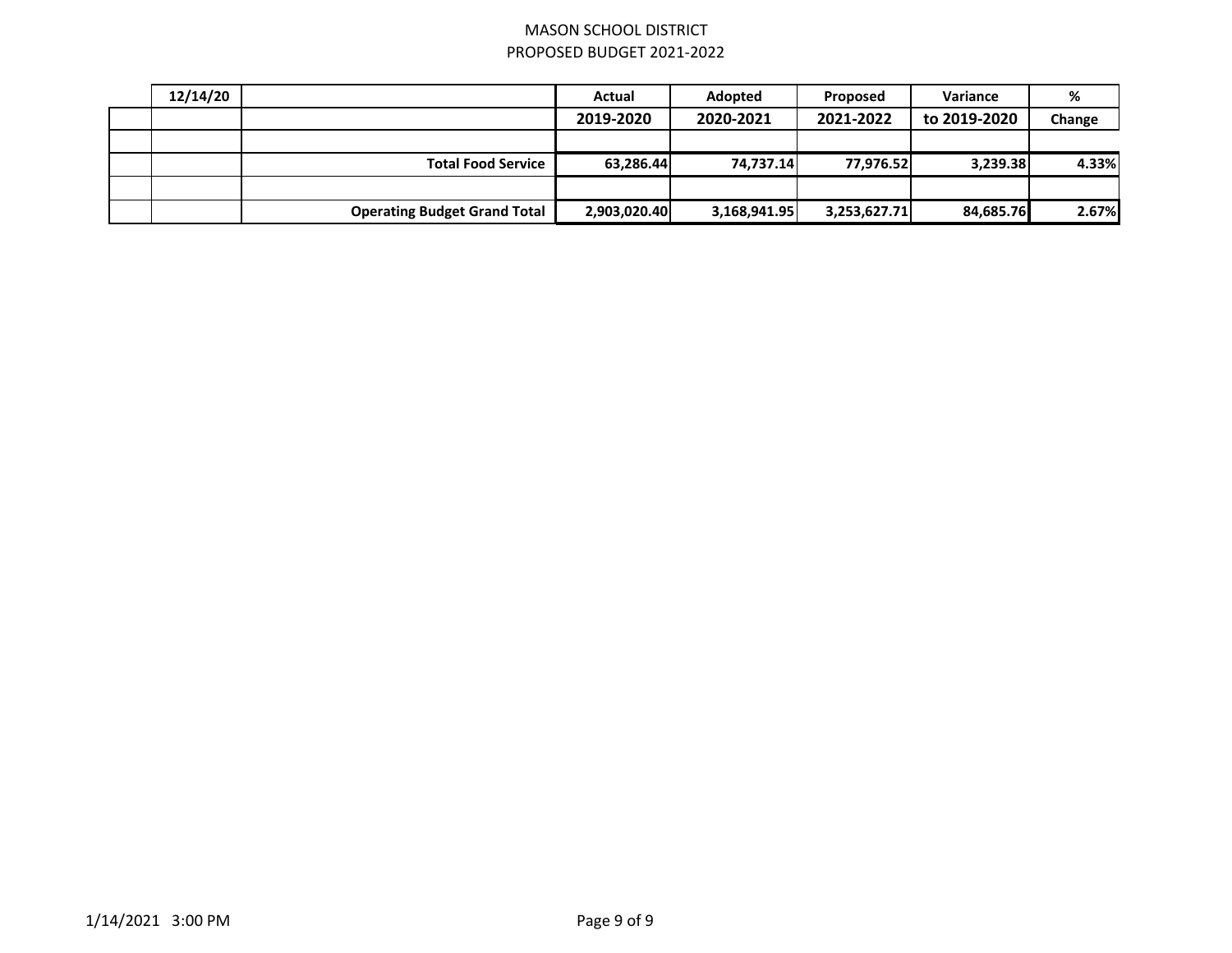MASON SCHOOL DISTRICT
PROPOSED BUDGET 2021-2022

| | 12/14/20 | | Actual | Adopted | Proposed | Variance | % |
|---|---|---|---|---|---|---|---|
| | | | 2019-2020 | 2020-2021 | 2021-2022 | to 2019-2020 | Change |
| | | | | | | | |
| | | **Total Food Service** | **63,286.44** | **74,737.14** | **77,976.52** | **3,239.38** | **4.33%** |
| | | | | | | | |
| | | **Operating Budget Grand Total** | **2,903,020.40** | **3,168,941.95** | **3,253,627.71** | **84,685.76** | **2.67%** |

1/14/2021 3:00 PM